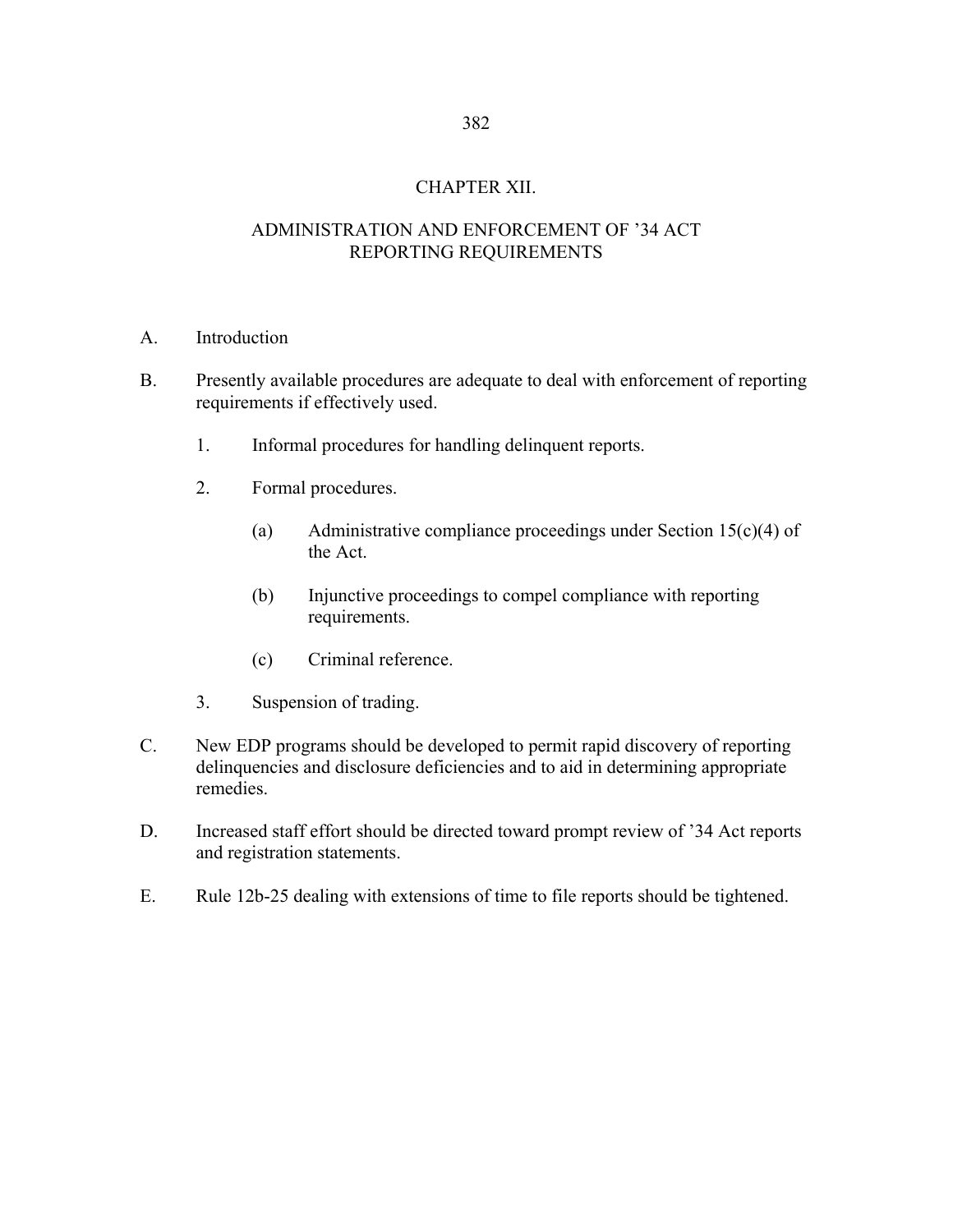# CHAPTER XII.

## ADMINISTRATION AND ENFORCEMENT OF '34 ACT REPORTING REQUIREMENTS

A. Introduction

B. Presently available procedures are adequate to deal with enforcement of reporting requirements if effectively used.

   1. Informal procedures for handling delinquent reports.

   2. Formal procedures.

      (a) Administrative compliance proceedings under Section 15(c)(4) of the Act.

      (b) Injunctive proceedings to compel compliance with reporting requirements.

      (c) Criminal reference.

   3. Suspension of trading.

C. New EDP programs should be developed to permit rapid discovery of reporting delinquencies and disclosure deficiencies and to aid in determining appropriate remedies.

D. Increased staff effort should be directed toward prompt review of '34 Act reports and registration statements.

E. Rule 12b-25 dealing with extensions of time to file reports should be tightened.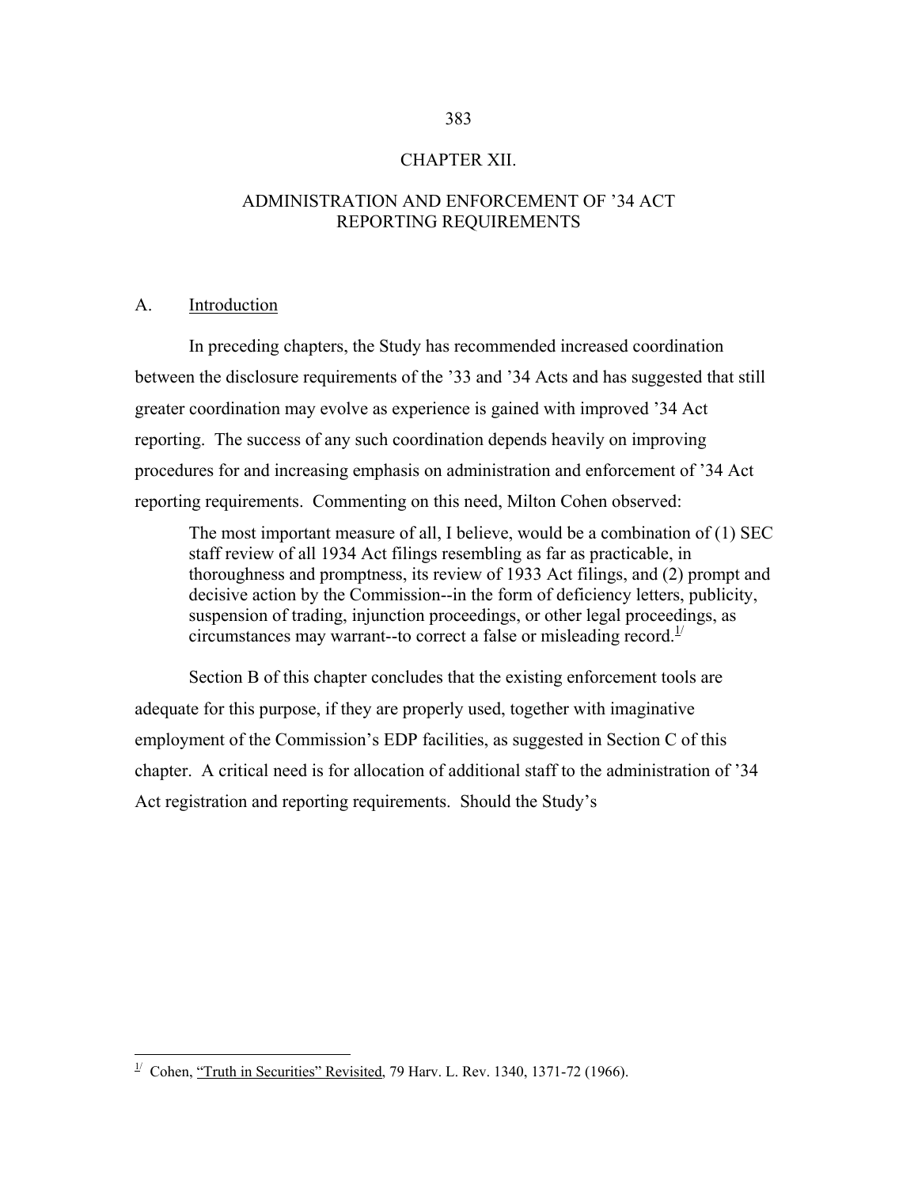# CHAPTER XII.

# ADMINISTRATION AND ENFORCEMENT OF '34 ACT REPORTING REQUIREMENTS

## A. Introduction

In preceding chapters, the Study has recommended increased coordination between the disclosure requirements of the '33 and '34 Acts and has suggested that still greater coordination may evolve as experience is gained with improved '34 Act reporting. The success of any such coordination depends heavily on improving procedures for and increasing emphasis on administration and enforcement of '34 Act reporting requirements. Commenting on this need, Milton Cohen observed:

> The most important measure of all, I believe, would be a combination of (1) SEC staff review of all 1934 Act filings resembling as far as practicable, in thoroughness and promptness, its review of 1933 Act filings, and (2) prompt and decisive action by the Commission--in the form of deficiency letters, publicity, suspension of trading, injunction proceedings, or other legal proceedings, as circumstances may warrant--to correct a false or misleading record.[1/]

Section B of this chapter concludes that the existing enforcement tools are adequate for this purpose, if they are properly used, together with imaginative employment of the Commission's EDP facilities, as suggested in Section C of this chapter. A critical need is for allocation of additional staff to the administration of '34 Act registration and reporting requirements. Should the Study's

---

[1/] Cohen, "Truth in Securities" Revisited, 79 Harv. L. Rev. 1340, 1371-72 (1966).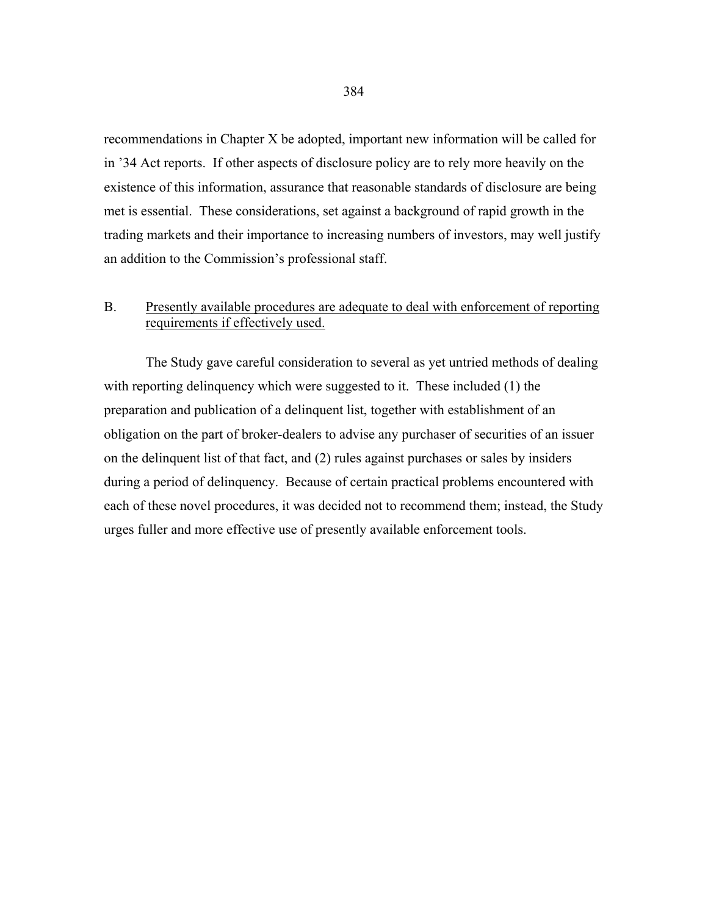recommendations in Chapter X be adopted, important new information will be called for in ’34 Act reports. If other aspects of disclosure policy are to rely more heavily on the existence of this information, assurance that reasonable standards of disclosure are being met is essential. These considerations, set against a background of rapid growth in the trading markets and their importance to increasing numbers of investors, may well justify an addition to the Commission’s professional staff.

B. Presently available procedures are adequate to deal with enforcement of reporting requirements if effectively used.

The Study gave careful consideration to several as yet untried methods of dealing with reporting delinquency which were suggested to it. These included (1) the preparation and publication of a delinquent list, together with establishment of an obligation on the part of broker-dealers to advise any purchaser of securities of an issuer on the delinquent list of that fact, and (2) rules against purchases or sales by insiders during a period of delinquency. Because of certain practical problems encountered with each of these novel procedures, it was decided not to recommend them; instead, the Study urges fuller and more effective use of presently available enforcement tools.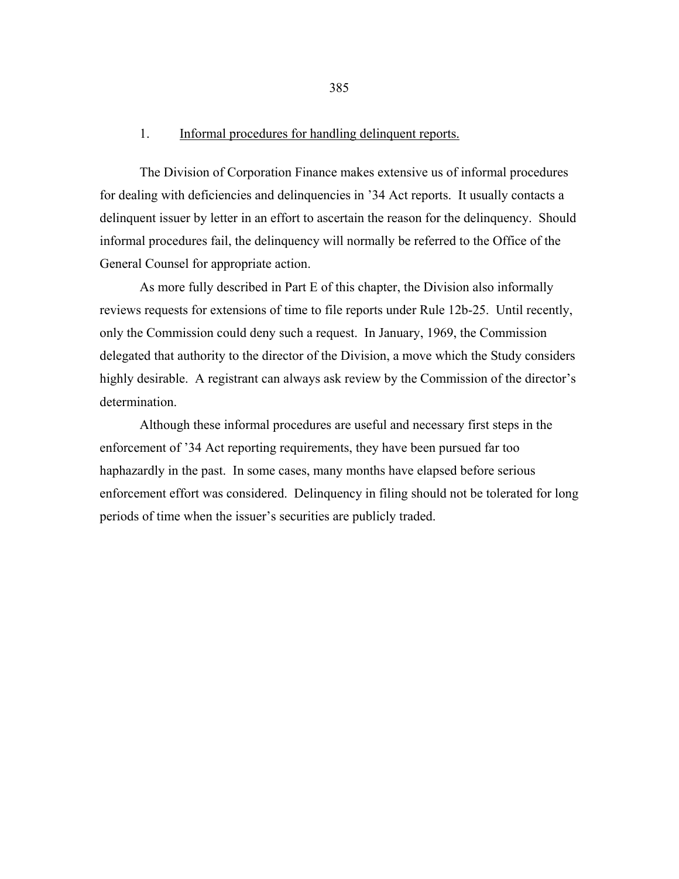1. <u>Informal procedures for handling delinquent reports.</u>

The Division of Corporation Finance makes extensive us of informal procedures for dealing with deficiencies and delinquencies in '34 Act reports. It usually contacts a delinquent issuer by letter in an effort to ascertain the reason for the delinquency. Should informal procedures fail, the delinquency will normally be referred to the Office of the General Counsel for appropriate action.

As more fully described in Part E of this chapter, the Division also informally reviews requests for extensions of time to file reports under Rule 12b-25. Until recently, only the Commission could deny such a request. In January, 1969, the Commission delegated that authority to the director of the Division, a move which the Study considers highly desirable. A registrant can always ask review by the Commission of the director's determination.

Although these informal procedures are useful and necessary first steps in the enforcement of '34 Act reporting requirements, they have been pursued far too haphazardly in the past. In some cases, many months have elapsed before serious enforcement effort was considered. Delinquency in filing should not be tolerated for long periods of time when the issuer's securities are publicly traded.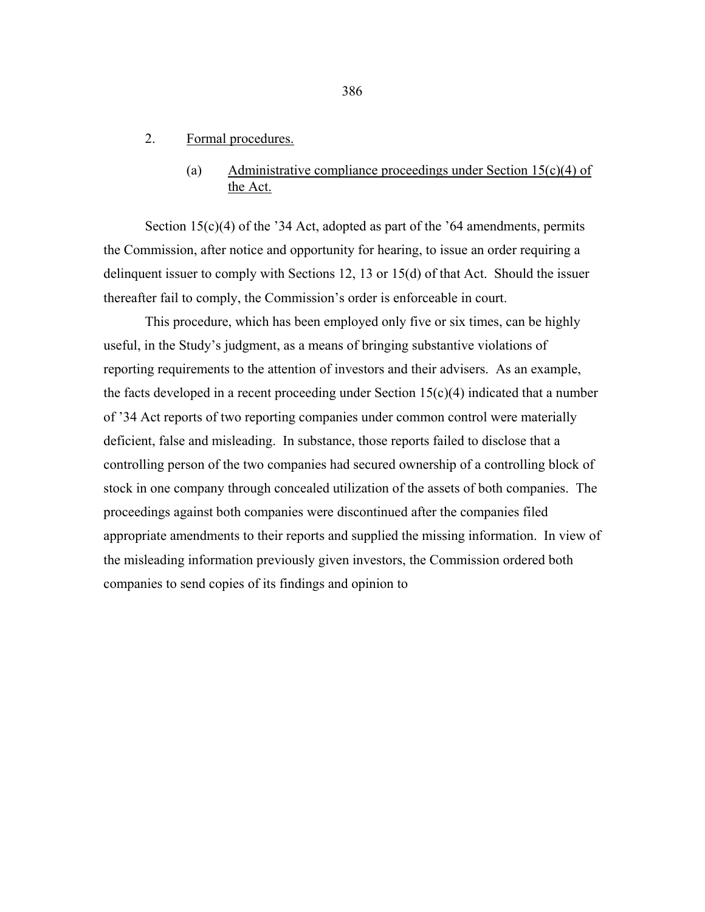2. Formal procedures.

(a) Administrative compliance proceedings under Section 15(c)(4) of the Act.

Section 15(c)(4) of the '34 Act, adopted as part of the '64 amendments, permits the Commission, after notice and opportunity for hearing, to issue an order requiring a delinquent issuer to comply with Sections 12, 13 or 15(d) of that Act. Should the issuer thereafter fail to comply, the Commission's order is enforceable in court.

This procedure, which has been employed only five or six times, can be highly useful, in the Study's judgment, as a means of bringing substantive violations of reporting requirements to the attention of investors and their advisers. As an example, the facts developed in a recent proceeding under Section 15(c)(4) indicated that a number of '34 Act reports of two reporting companies under common control were materially deficient, false and misleading. In substance, those reports failed to disclose that a controlling person of the two companies had secured ownership of a controlling block of stock in one company through concealed utilization of the assets of both companies. The proceedings against both companies were discontinued after the companies filed appropriate amendments to their reports and supplied the missing information. In view of the misleading information previously given investors, the Commission ordered both companies to send copies of its findings and opinion to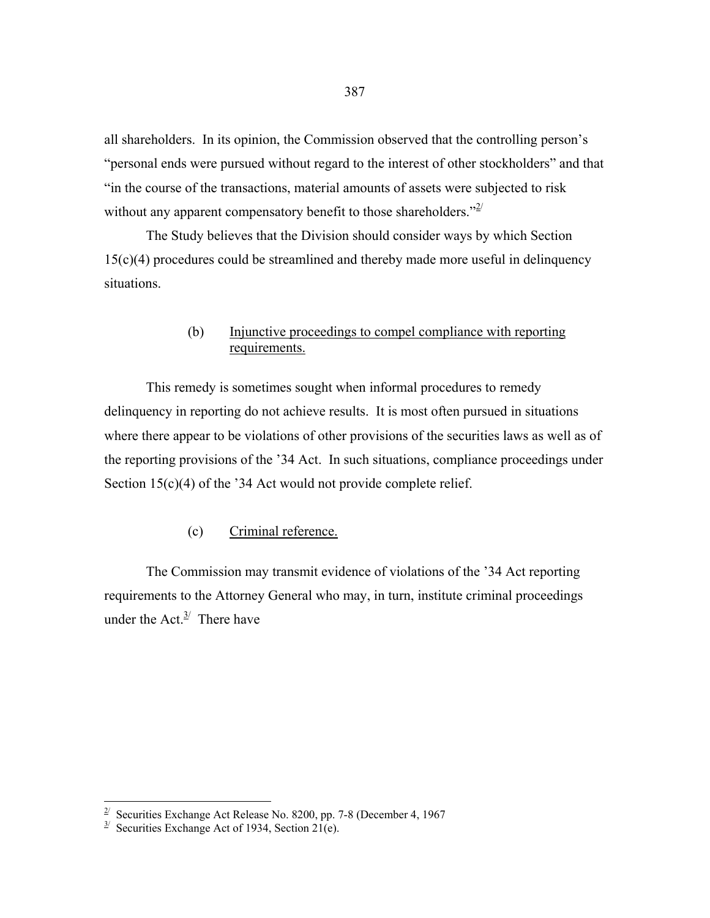all shareholders. In its opinion, the Commission observed that the controlling person's "personal ends were pursued without regard to the interest of other stockholders" and that "in the course of the transactions, material amounts of assets were subjected to risk without any apparent compensatory benefit to those shareholders."[2/]

The Study believes that the Division should consider ways by which Section 15(c)(4) procedures could be streamlined and thereby made more useful in delinquency situations.

(b) Injunctive proceedings to compel compliance with reporting requirements.

This remedy is sometimes sought when informal procedures to remedy delinquency in reporting do not achieve results. It is most often pursued in situations where there appear to be violations of other provisions of the securities laws as well as of the reporting provisions of the '34 Act. In such situations, compliance proceedings under Section 15(c)(4) of the '34 Act would not provide complete relief.

(c) Criminal reference.

The Commission may transmit evidence of violations of the '34 Act reporting requirements to the Attorney General who may, in turn, institute criminal proceedings under the Act.[3/] There have

---

[2/] Securities Exchange Act Release No. 8200, pp. 7-8 (December 4, 1967

[3/] Securities Exchange Act of 1934, Section 21(e).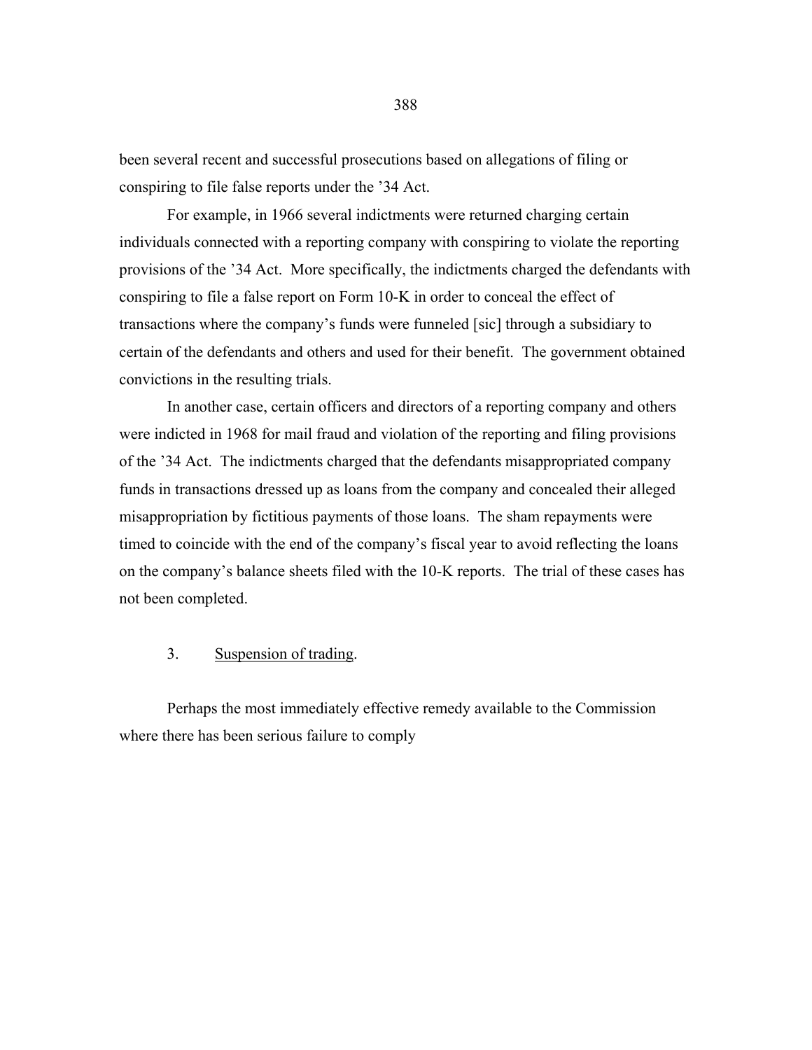been several recent and successful prosecutions based on allegations of filing or conspiring to file false reports under the '34 Act.

For example, in 1966 several indictments were returned charging certain individuals connected with a reporting company with conspiring to violate the reporting provisions of the '34 Act. More specifically, the indictments charged the defendants with conspiring to file a false report on Form 10-K in order to conceal the effect of transactions where the company's funds were funneled [sic] through a subsidiary to certain of the defendants and others and used for their benefit. The government obtained convictions in the resulting trials.

In another case, certain officers and directors of a reporting company and others were indicted in 1968 for mail fraud and violation of the reporting and filing provisions of the '34 Act. The indictments charged that the defendants misappropriated company funds in transactions dressed up as loans from the company and concealed their alleged misappropriation by fictitious payments of those loans. The sham repayments were timed to coincide with the end of the company's fiscal year to avoid reflecting the loans on the company's balance sheets filed with the 10-K reports. The trial of these cases has not been completed.

3. Suspension of trading.

Perhaps the most immediately effective remedy available to the Commission where there has been serious failure to comply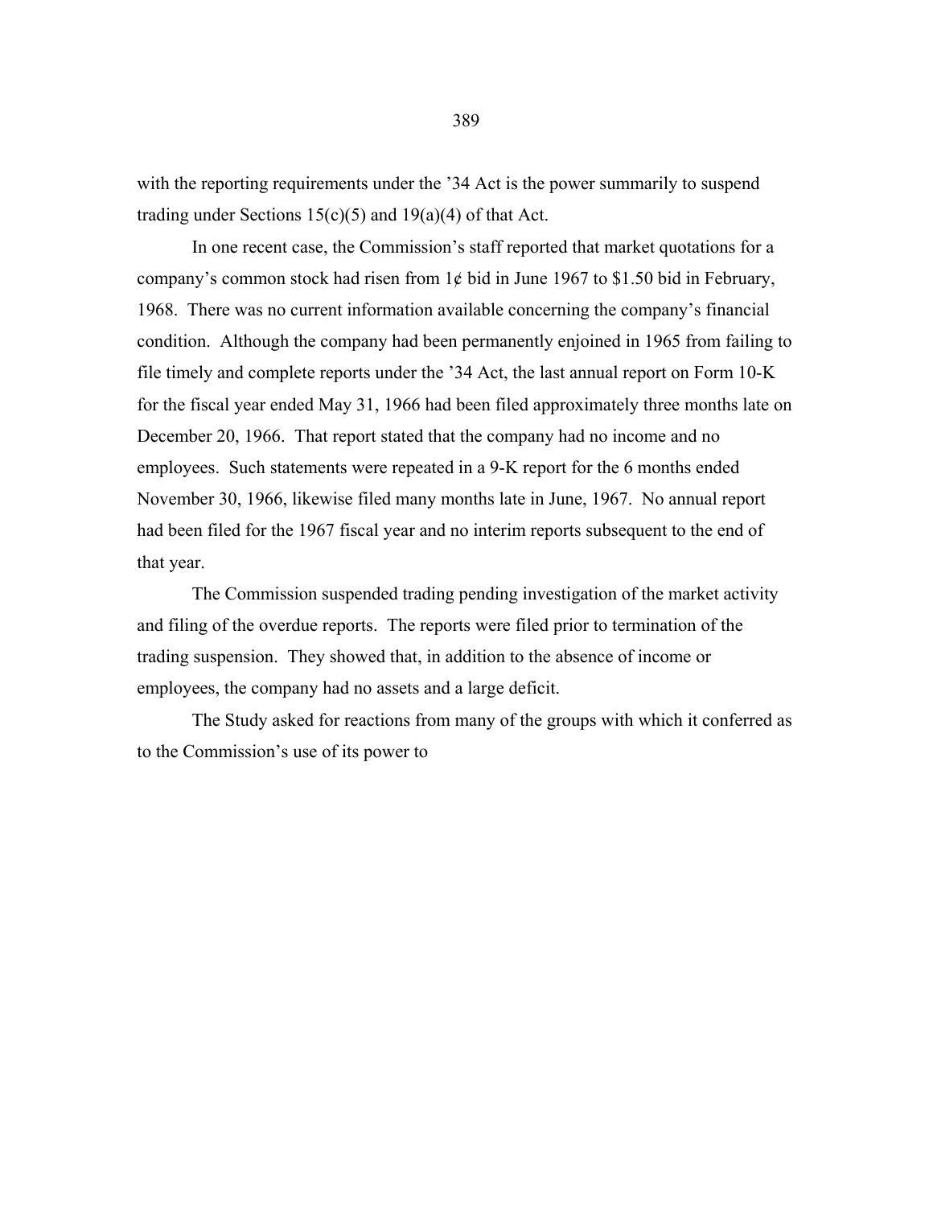with the reporting requirements under the '34 Act is the power summarily to suspend trading under Sections 15(c)(5) and 19(a)(4) of that Act.

In one recent case, the Commission's staff reported that market quotations for a company's common stock had risen from 1¢ bid in June 1967 to $1.50 bid in February, 1968. There was no current information available concerning the company's financial condition. Although the company had been permanently enjoined in 1965 from failing to file timely and complete reports under the '34 Act, the last annual report on Form 10-K for the fiscal year ended May 31, 1966 had been filed approximately three months late on December 20, 1966. That report stated that the company had no income and no employees. Such statements were repeated in a 9-K report for the 6 months ended November 30, 1966, likewise filed many months late in June, 1967. No annual report had been filed for the 1967 fiscal year and no interim reports subsequent to the end of that year.

The Commission suspended trading pending investigation of the market activity and filing of the overdue reports. The reports were filed prior to termination of the trading suspension. They showed that, in addition to the absence of income or employees, the company had no assets and a large deficit.

The Study asked for reactions from many of the groups with which it conferred as to the Commission's use of its power to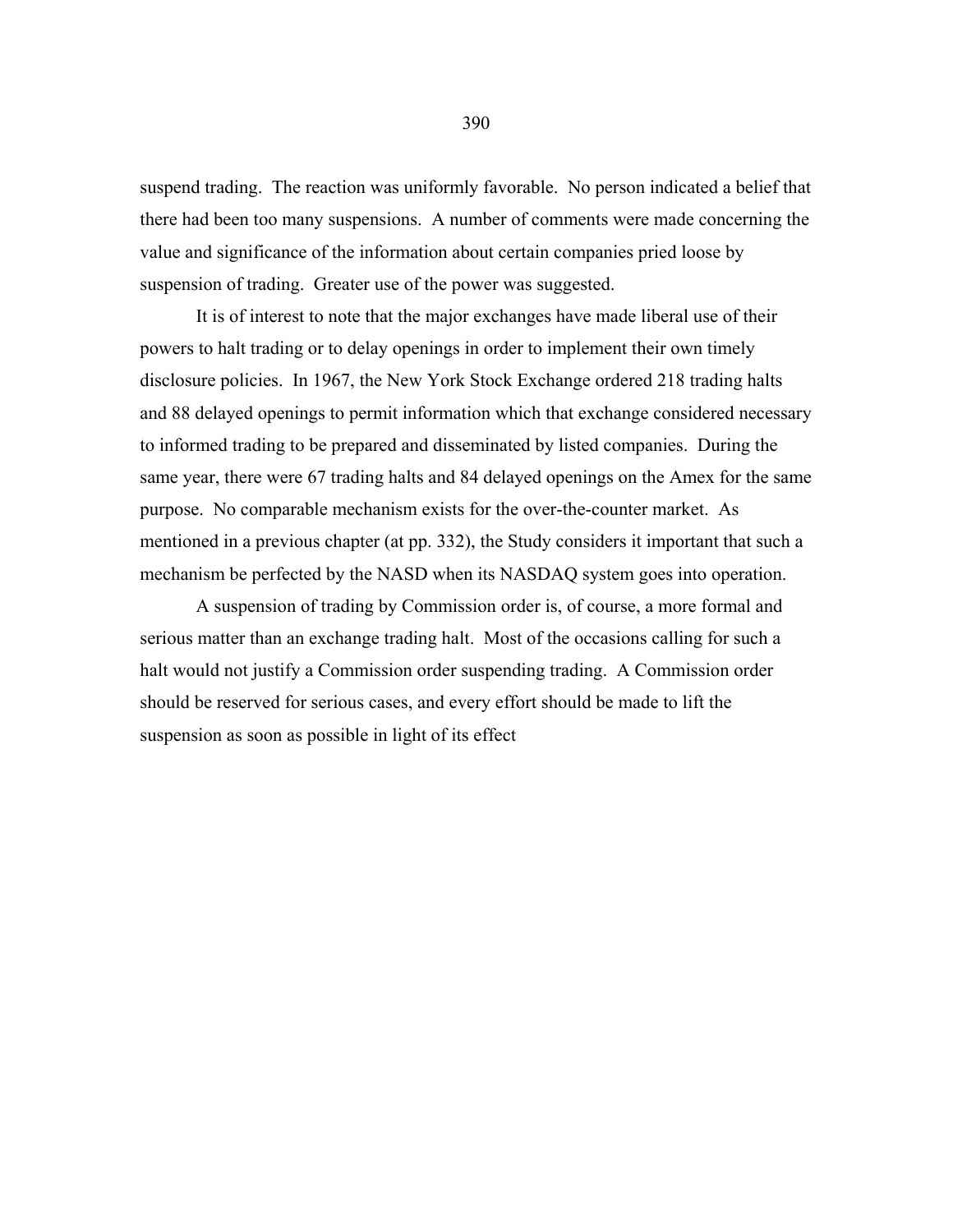suspend trading. The reaction was uniformly favorable. No person indicated a belief that there had been too many suspensions. A number of comments were made concerning the value and significance of the information about certain companies pried loose by suspension of trading. Greater use of the power was suggested.

It is of interest to note that the major exchanges have made liberal use of their powers to halt trading or to delay openings in order to implement their own timely disclosure policies. In 1967, the New York Stock Exchange ordered 218 trading halts and 88 delayed openings to permit information which that exchange considered necessary to informed trading to be prepared and disseminated by listed companies. During the same year, there were 67 trading halts and 84 delayed openings on the Amex for the same purpose. No comparable mechanism exists for the over-the-counter market. As mentioned in a previous chapter (at pp. 332), the Study considers it important that such a mechanism be perfected by the NASD when its NASDAQ system goes into operation.

A suspension of trading by Commission order is, of course, a more formal and serious matter than an exchange trading halt. Most of the occasions calling for such a halt would not justify a Commission order suspending trading. A Commission order should be reserved for serious cases, and every effort should be made to lift the suspension as soon as possible in light of its effect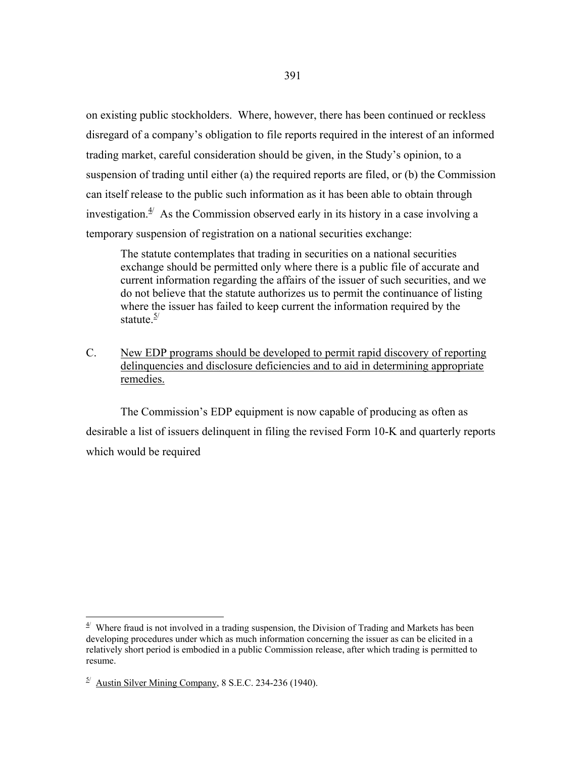on existing public stockholders. Where, however, there has been continued or reckless disregard of a company's obligation to file reports required in the interest of an informed trading market, careful consideration should be given, in the Study's opinion, to a suspension of trading until either (a) the required reports are filed, or (b) the Commission can itself release to the public such information as it has been able to obtain through investigation.[4] As the Commission observed early in its history in a case involving a temporary suspension of registration on a national securities exchange:

> The statute contemplates that trading in securities on a national securities exchange should be permitted only where there is a public file of accurate and current information regarding the affairs of the issuer of such securities, and we do not believe that the statute authorizes us to permit the continuance of listing where the issuer has failed to keep current the information required by the statute.[5]

C. New EDP programs should be developed to permit rapid discovery of reporting delinquencies and disclosure deficiencies and to aid in determining appropriate remedies.

The Commission's EDP equipment is now capable of producing as often as desirable a list of issuers delinquent in filing the revised Form 10-K and quarterly reports which would be required

---

[4] Where fraud is not involved in a trading suspension, the Division of Trading and Markets has been developing procedures under which as much information concerning the issuer as can be elicited in a relatively short period is embodied in a public Commission release, after which trading is permitted to resume.

[5] Austin Silver Mining Company, 8 S.E.C. 234-236 (1940).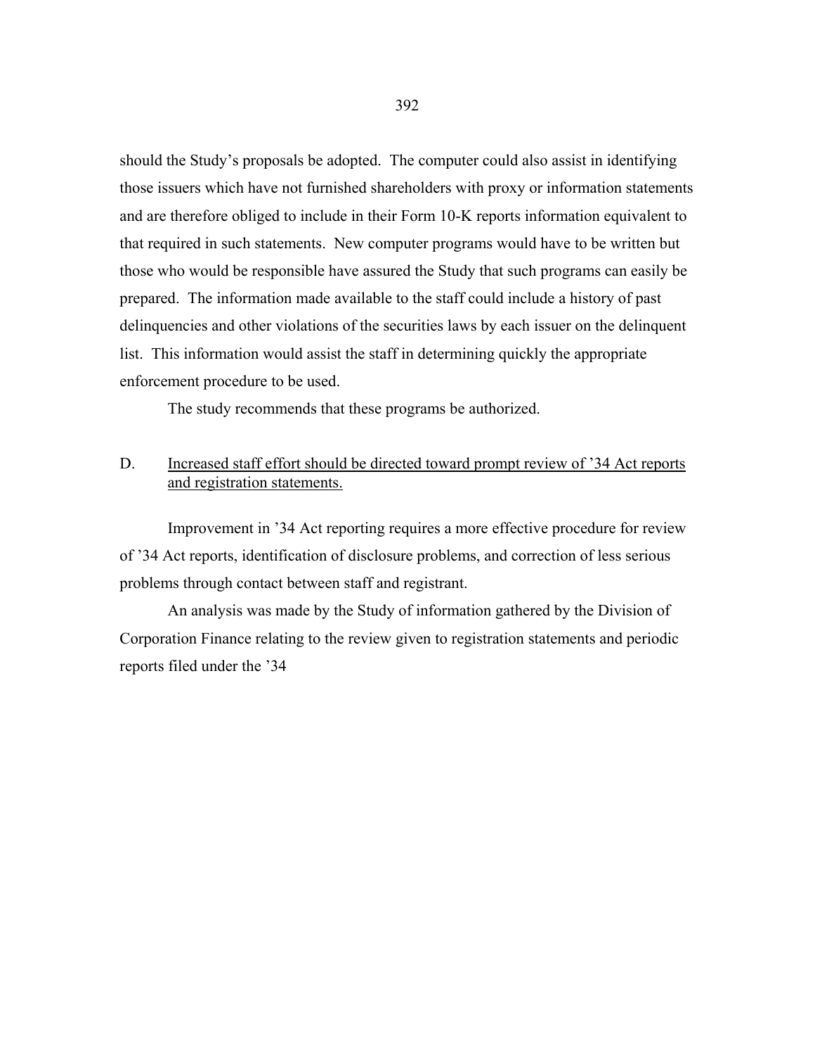should the Study's proposals be adopted. The computer could also assist in identifying those issuers which have not furnished shareholders with proxy or information statements and are therefore obliged to include in their Form 10-K reports information equivalent to that required in such statements. New computer programs would have to be written but those who would be responsible have assured the Study that such programs can easily be prepared. The information made available to the staff could include a history of past delinquencies and other violations of the securities laws by each issuer on the delinquent list. This information would assist the staff in determining quickly the appropriate enforcement procedure to be used.

The study recommends that these programs be authorized.

D. <u>Increased staff effort should be directed toward prompt review of '34 Act reports and registration statements.</u>

Improvement in '34 Act reporting requires a more effective procedure for review of '34 Act reports, identification of disclosure problems, and correction of less serious problems through contact between staff and registrant.

An analysis was made by the Study of information gathered by the Division of Corporation Finance relating to the review given to registration statements and periodic reports filed under the '34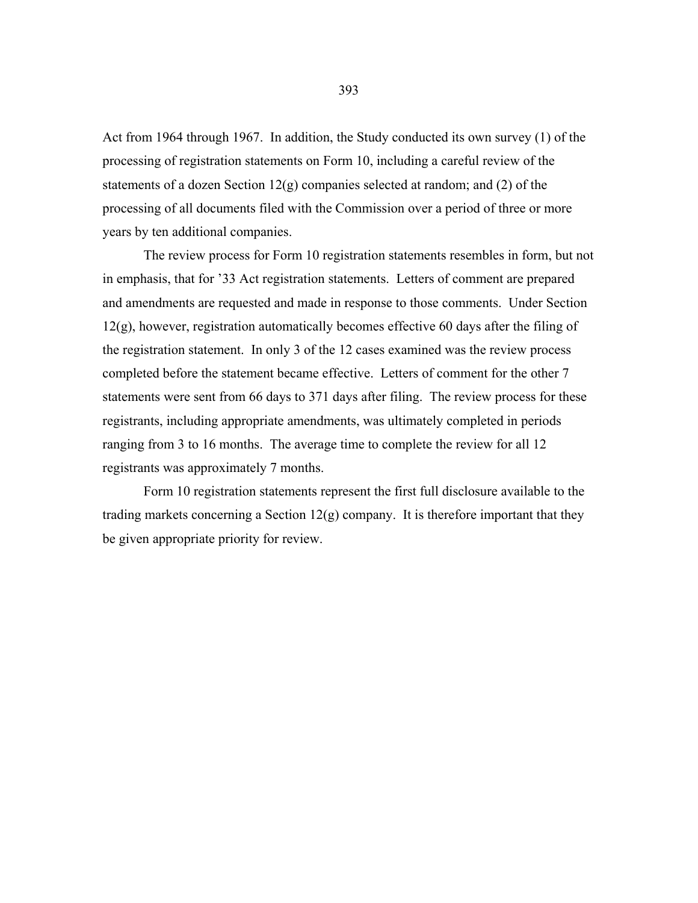Act from 1964 through 1967. In addition, the Study conducted its own survey (1) of the processing of registration statements on Form 10, including a careful review of the statements of a dozen Section 12(g) companies selected at random; and (2) of the processing of all documents filed with the Commission over a period of three or more years by ten additional companies.

The review process for Form 10 registration statements resembles in form, but not in emphasis, that for '33 Act registration statements. Letters of comment are prepared and amendments are requested and made in response to those comments. Under Section 12(g), however, registration automatically becomes effective 60 days after the filing of the registration statement. In only 3 of the 12 cases examined was the review process completed before the statement became effective. Letters of comment for the other 7 statements were sent from 66 days to 371 days after filing. The review process for these registrants, including appropriate amendments, was ultimately completed in periods ranging from 3 to 16 months. The average time to complete the review for all 12 registrants was approximately 7 months.

Form 10 registration statements represent the first full disclosure available to the trading markets concerning a Section 12(g) company. It is therefore important that they be given appropriate priority for review.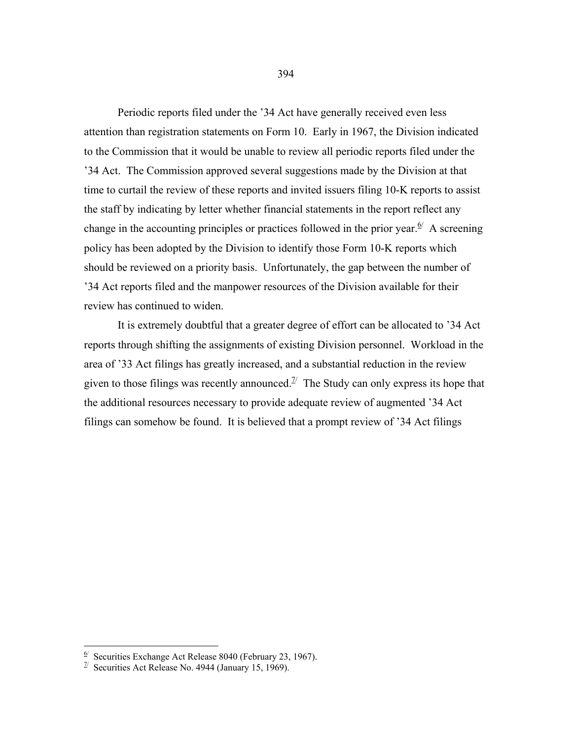Periodic reports filed under the '34 Act have generally received even less attention than registration statements on Form 10. Early in 1967, the Division indicated to the Commission that it would be unable to review all periodic reports filed under the '34 Act. The Commission approved several suggestions made by the Division at that time to curtail the review of these reports and invited issuers filing 10-K reports to assist the staff by indicating by letter whether financial statements in the report reflect any change in the accounting principles or practices followed in the prior year.[6/] A screening policy has been adopted by the Division to identify those Form 10-K reports which should be reviewed on a priority basis. Unfortunately, the gap between the number of '34 Act reports filed and the manpower resources of the Division available for their review has continued to widen.

It is extremely doubtful that a greater degree of effort can be allocated to '34 Act reports through shifting the assignments of existing Division personnel. Workload in the area of '33 Act filings has greatly increased, and a substantial reduction in the review given to those filings was recently announced.[7/] The Study can only express its hope that the additional resources necessary to provide adequate review of augmented '34 Act filings can somehow be found. It is believed that a prompt review of '34 Act filings

---

[6/] Securities Exchange Act Release 8040 (February 23, 1967).

[7/] Securities Act Release No. 4944 (January 15, 1969).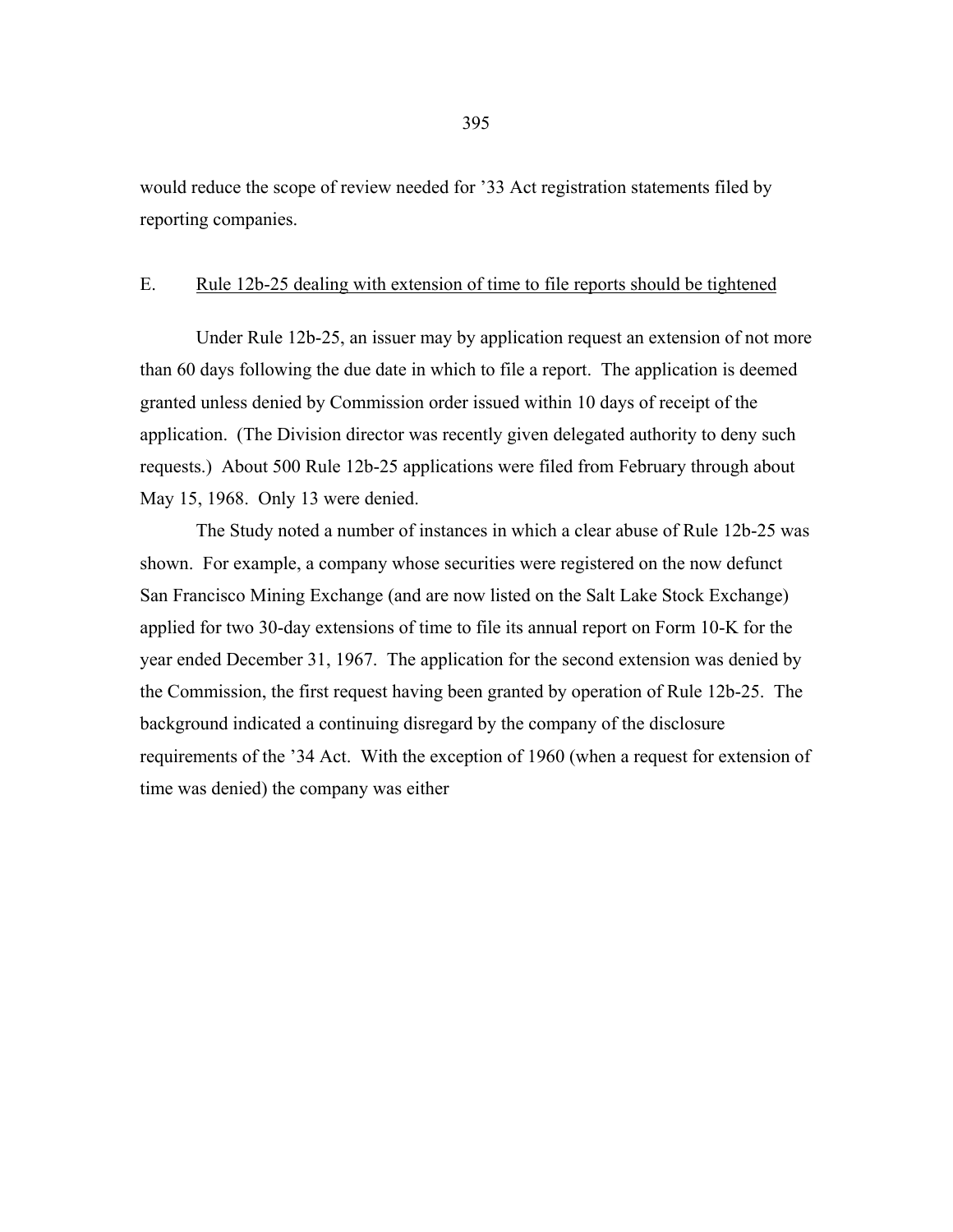would reduce the scope of review needed for '33 Act registration statements filed by reporting companies.

E. <u>Rule 12b-25 dealing with extension of time to file reports should be tightened</u>

Under Rule 12b-25, an issuer may by application request an extension of not more than 60 days following the due date in which to file a report. The application is deemed granted unless denied by Commission order issued within 10 days of receipt of the application. (The Division director was recently given delegated authority to deny such requests.) About 500 Rule 12b-25 applications were filed from February through about May 15, 1968. Only 13 were denied.

The Study noted a number of instances in which a clear abuse of Rule 12b-25 was shown. For example, a company whose securities were registered on the now defunct San Francisco Mining Exchange (and are now listed on the Salt Lake Stock Exchange) applied for two 30-day extensions of time to file its annual report on Form 10-K for the year ended December 31, 1967. The application for the second extension was denied by the Commission, the first request having been granted by operation of Rule 12b-25. The background indicated a continuing disregard by the company of the disclosure requirements of the '34 Act. With the exception of 1960 (when a request for extension of time was denied) the company was either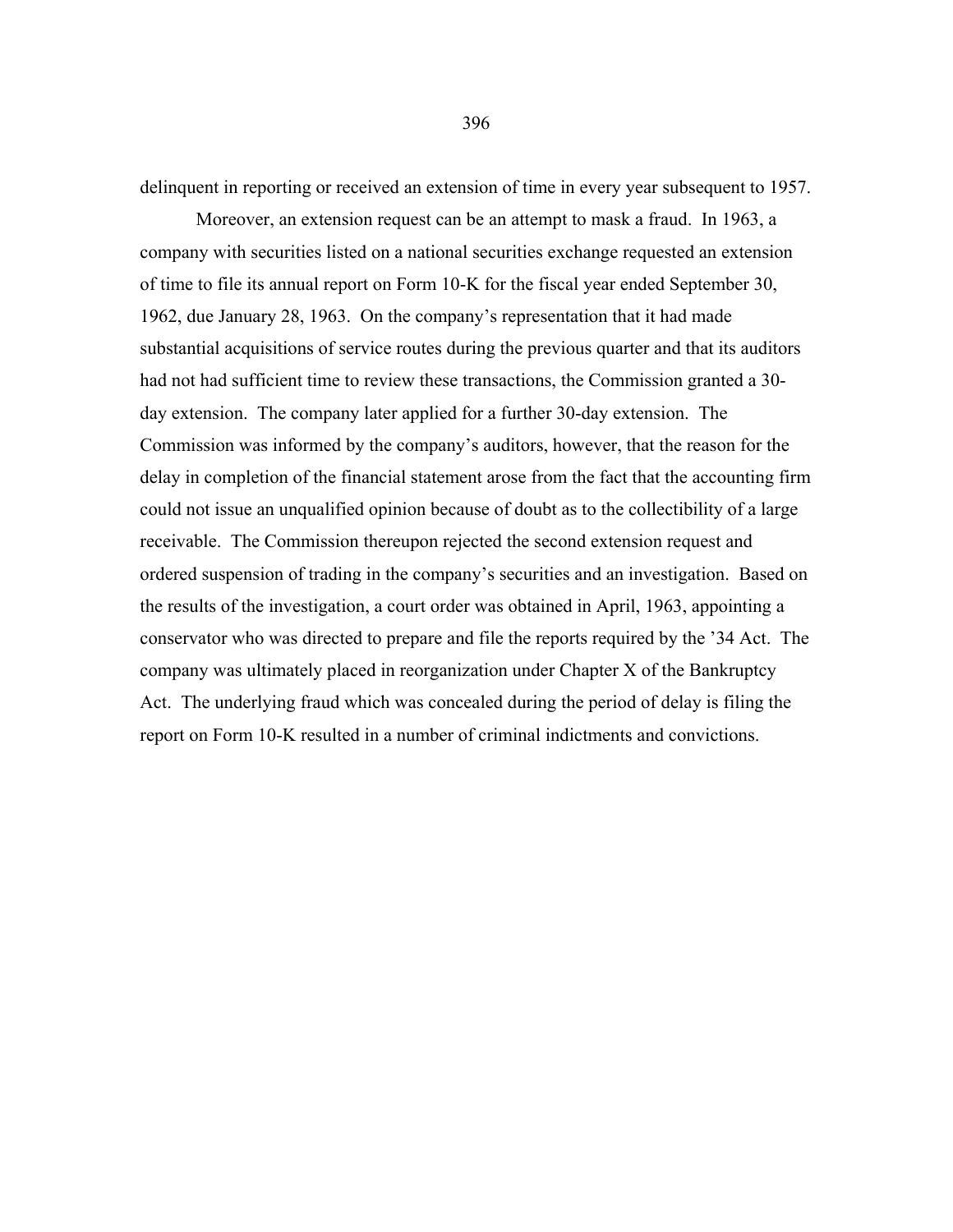delinquent in reporting or received an extension of time in every year subsequent to 1957.

Moreover, an extension request can be an attempt to mask a fraud. In 1963, a company with securities listed on a national securities exchange requested an extension of time to file its annual report on Form 10-K for the fiscal year ended September 30, 1962, due January 28, 1963. On the company's representation that it had made substantial acquisitions of service routes during the previous quarter and that its auditors had not had sufficient time to review these transactions, the Commission granted a 30-day extension. The company later applied for a further 30-day extension. The Commission was informed by the company's auditors, however, that the reason for the delay in completion of the financial statement arose from the fact that the accounting firm could not issue an unqualified opinion because of doubt as to the collectibility of a large receivable. The Commission thereupon rejected the second extension request and ordered suspension of trading in the company's securities and an investigation. Based on the results of the investigation, a court order was obtained in April, 1963, appointing a conservator who was directed to prepare and file the reports required by the '34 Act. The company was ultimately placed in reorganization under Chapter X of the Bankruptcy Act. The underlying fraud which was concealed during the period of delay is filing the report on Form 10-K resulted in a number of criminal indictments and convictions.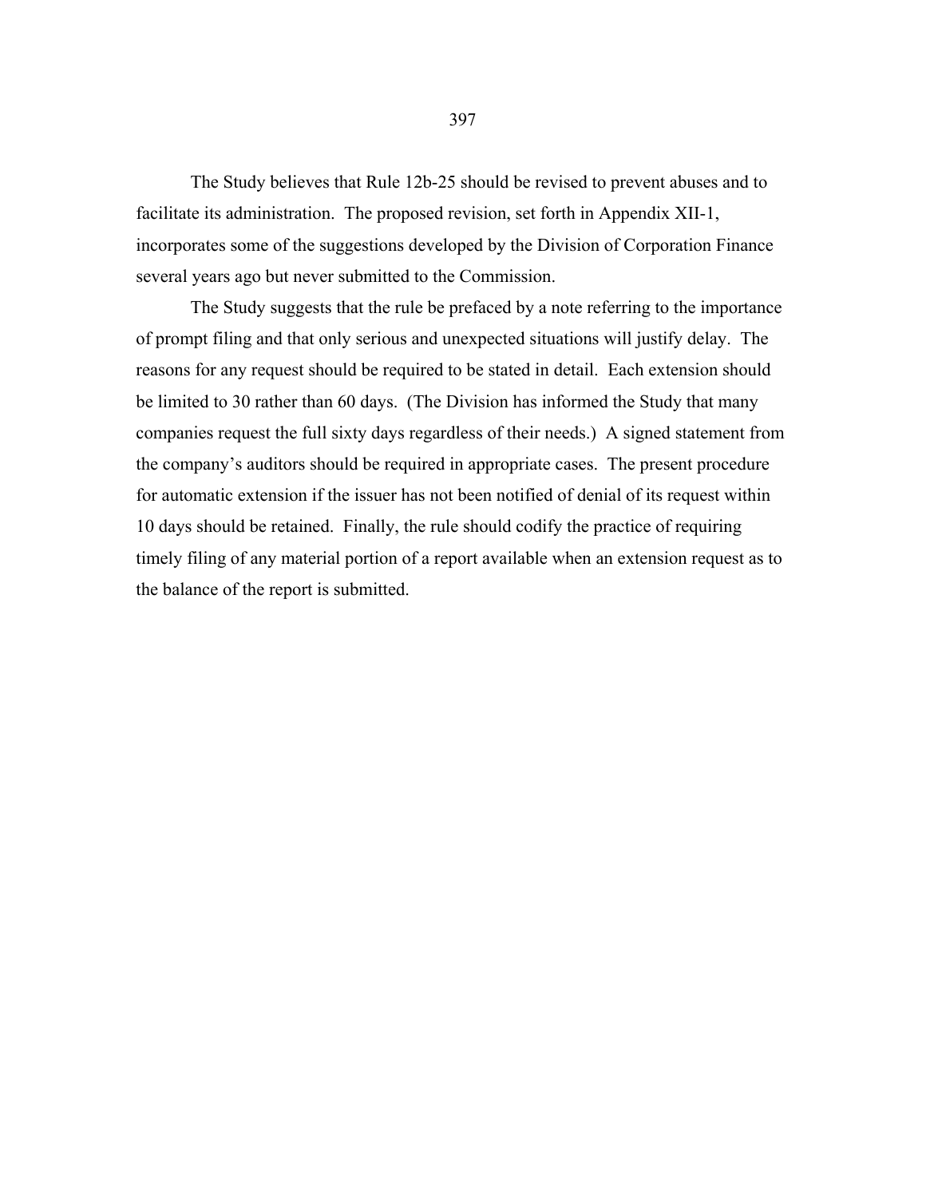The Study believes that Rule 12b-25 should be revised to prevent abuses and to facilitate its administration. The proposed revision, set forth in Appendix XII-1, incorporates some of the suggestions developed by the Division of Corporation Finance several years ago but never submitted to the Commission.

The Study suggests that the rule be prefaced by a note referring to the importance of prompt filing and that only serious and unexpected situations will justify delay. The reasons for any request should be required to be stated in detail. Each extension should be limited to 30 rather than 60 days. (The Division has informed the Study that many companies request the full sixty days regardless of their needs.) A signed statement from the company's auditors should be required in appropriate cases. The present procedure for automatic extension if the issuer has not been notified of denial of its request within 10 days should be retained. Finally, the rule should codify the practice of requiring timely filing of any material portion of a report available when an extension request as to the balance of the report is submitted.